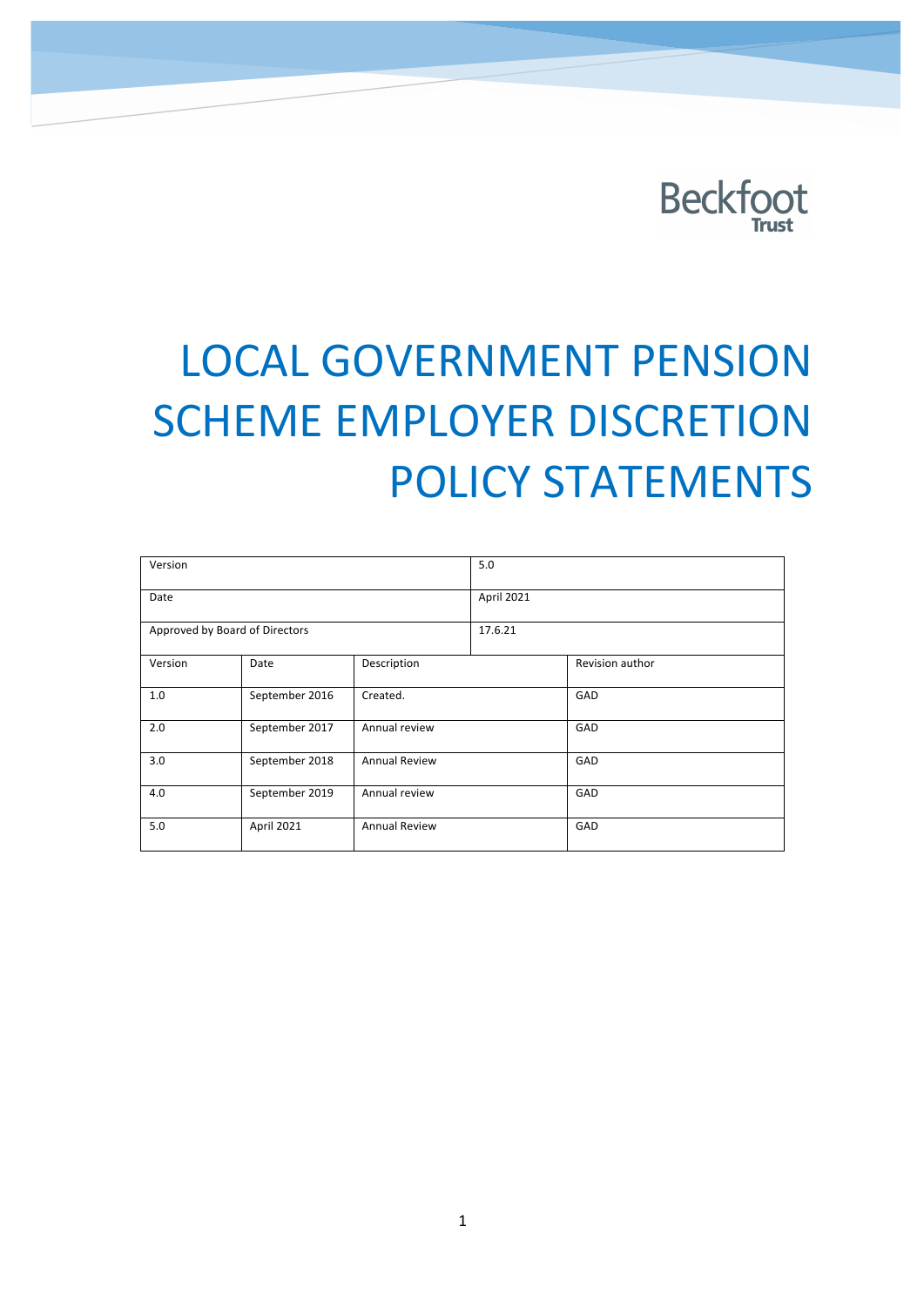Beckfoot Trust

# LOCAL GOVERNMENT PENSION SCHEME EMPLOYER DISCRETION POLICY STATEMENTS

| Version | | | 5.0 | |
|---|---|---|---|---|
| Date | | | April 2021 | |
| Approved by Board of Directors | | | 17.6.21 | |
| Version | Date | Description | | Revision author |
| 1.0 | September 2016 | Created. | | GAD |
| 2.0 | September 2017 | Annual review | | GAD |
| 3.0 | September 2018 | Annual Review | | GAD |
| 4.0 | September 2019 | Annual review | | GAD |
| 5.0 | April 2021 | Annual Review | | GAD |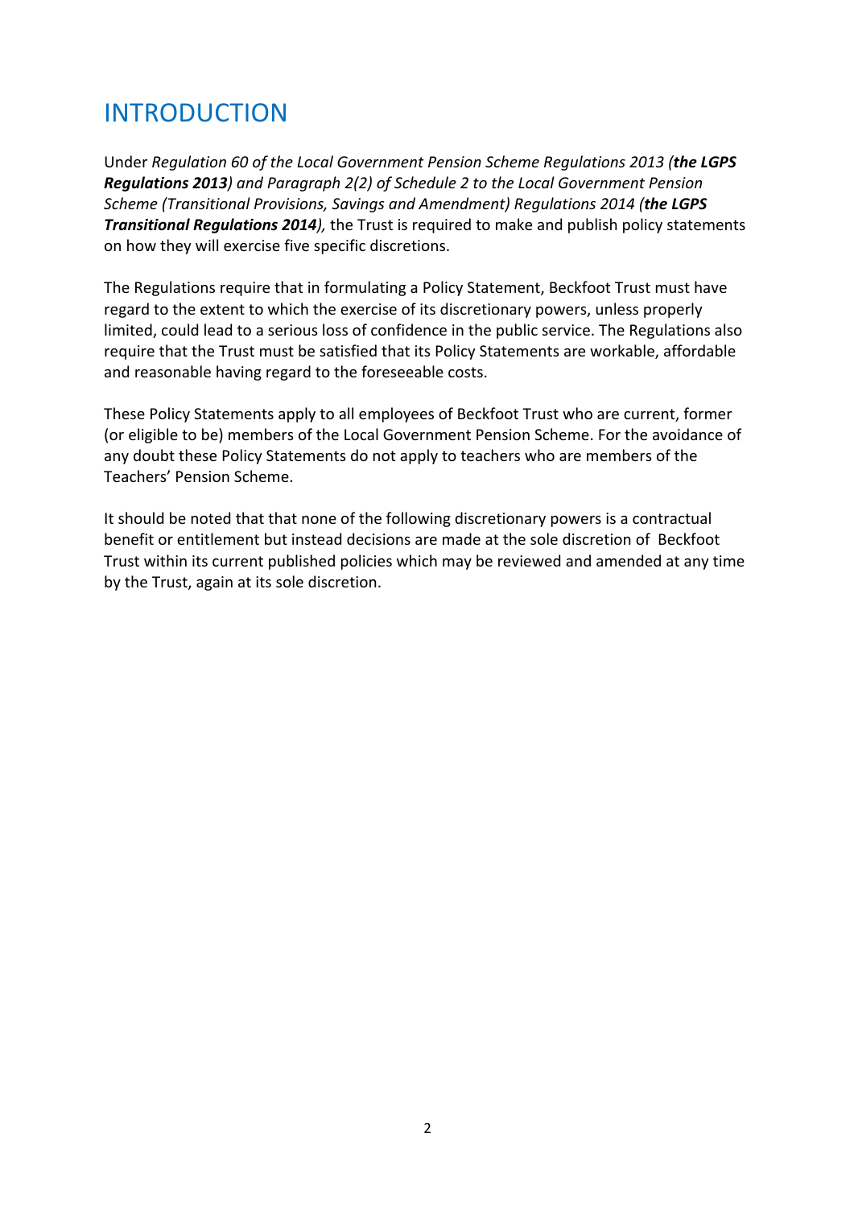# INTRODUCTION

Under *Regulation 60 of the Local Government Pension Scheme Regulations 2013 (**the LGPS Regulations 2013**) and Paragraph 2(2) of Schedule 2 to the Local Government Pension Scheme (Transitional Provisions, Savings and Amendment) Regulations 2014 (**the LGPS Transitional Regulations 2014**),* the Trust is required to make and publish policy statements on how they will exercise five specific discretions.

The Regulations require that in formulating a Policy Statement, Beckfoot Trust must have regard to the extent to which the exercise of its discretionary powers, unless properly limited, could lead to a serious loss of confidence in the public service. The Regulations also require that the Trust must be satisfied that its Policy Statements are workable, affordable and reasonable having regard to the foreseeable costs.

These Policy Statements apply to all employees of Beckfoot Trust who are current, former (or eligible to be) members of the Local Government Pension Scheme. For the avoidance of any doubt these Policy Statements do not apply to teachers who are members of the Teachers' Pension Scheme.

It should be noted that that none of the following discretionary powers is a contractual benefit or entitlement but instead decisions are made at the sole discretion of Beckfoot Trust within its current published policies which may be reviewed and amended at any time by the Trust, again at its sole discretion.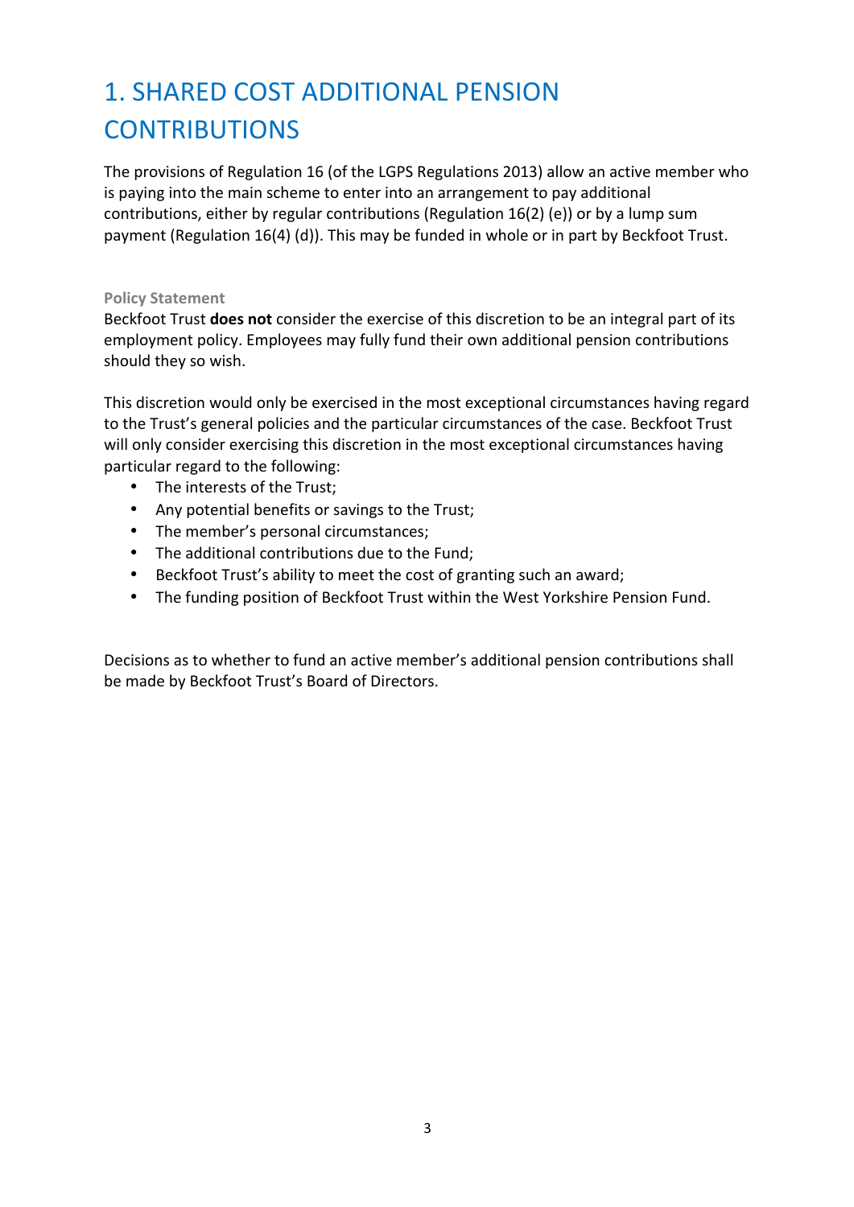# 1. SHARED COST ADDITIONAL PENSION CONTRIBUTIONS

The provisions of Regulation 16 (of the LGPS Regulations 2013) allow an active member who is paying into the main scheme to enter into an arrangement to pay additional contributions, either by regular contributions (Regulation 16(2) (e)) or by a lump sum payment (Regulation 16(4) (d)). This may be funded in whole or in part by Beckfoot Trust.

### Policy Statement

Beckfoot Trust **does not** consider the exercise of this discretion to be an integral part of its employment policy. Employees may fully fund their own additional pension contributions should they so wish.

This discretion would only be exercised in the most exceptional circumstances having regard to the Trust's general policies and the particular circumstances of the case. Beckfoot Trust will only consider exercising this discretion in the most exceptional circumstances having particular regard to the following:

- The interests of the Trust;
- Any potential benefits or savings to the Trust;
- The member's personal circumstances;
- The additional contributions due to the Fund;
- Beckfoot Trust's ability to meet the cost of granting such an award;
- The funding position of Beckfoot Trust within the West Yorkshire Pension Fund.

Decisions as to whether to fund an active member's additional pension contributions shall be made by Beckfoot Trust's Board of Directors.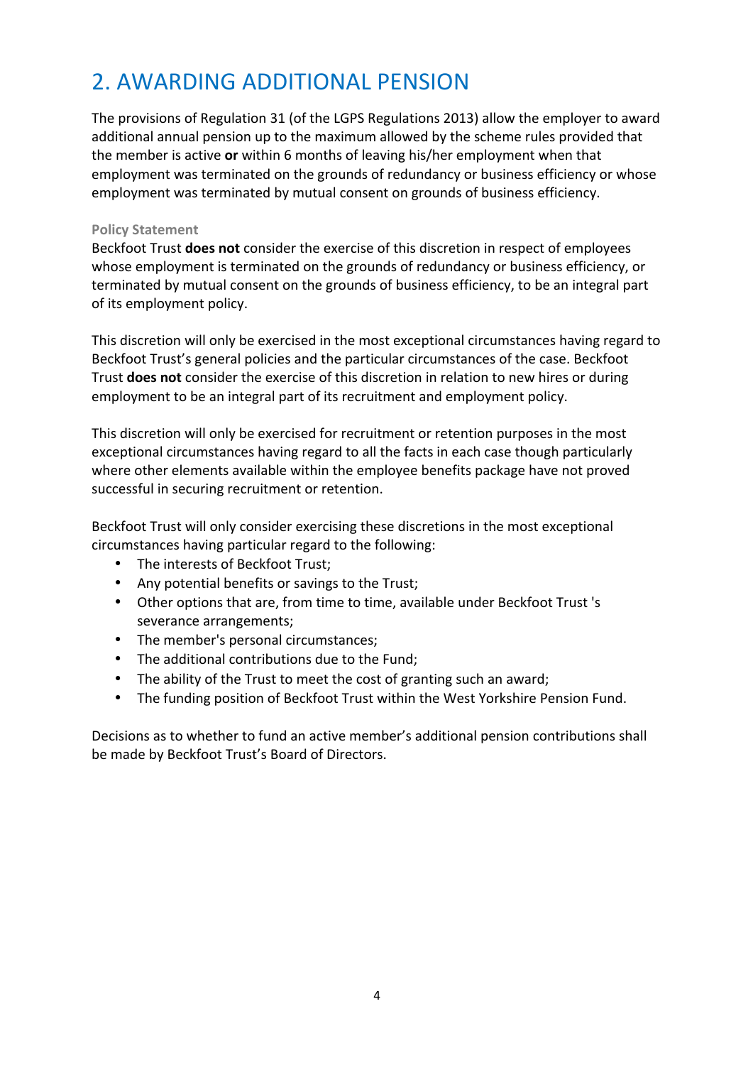## 2. AWARDING ADDITIONAL PENSION

The provisions of Regulation 31 (of the LGPS Regulations 2013) allow the employer to award additional annual pension up to the maximum allowed by the scheme rules provided that the member is active **or** within 6 months of leaving his/her employment when that employment was terminated on the grounds of redundancy or business efficiency or whose employment was terminated by mutual consent on grounds of business efficiency.

#### Policy Statement

Beckfoot Trust **does not** consider the exercise of this discretion in respect of employees whose employment is terminated on the grounds of redundancy or business efficiency, or terminated by mutual consent on the grounds of business efficiency, to be an integral part of its employment policy.

This discretion will only be exercised in the most exceptional circumstances having regard to Beckfoot Trust's general policies and the particular circumstances of the case. Beckfoot Trust **does not** consider the exercise of this discretion in relation to new hires or during employment to be an integral part of its recruitment and employment policy.

This discretion will only be exercised for recruitment or retention purposes in the most exceptional circumstances having regard to all the facts in each case though particularly where other elements available within the employee benefits package have not proved successful in securing recruitment or retention.

Beckfoot Trust will only consider exercising these discretions in the most exceptional circumstances having particular regard to the following:

- The interests of Beckfoot Trust;
- Any potential benefits or savings to the Trust;
- Other options that are, from time to time, available under Beckfoot Trust 's severance arrangements;
- The member's personal circumstances;
- The additional contributions due to the Fund;
- The ability of the Trust to meet the cost of granting such an award;
- The funding position of Beckfoot Trust within the West Yorkshire Pension Fund.

Decisions as to whether to fund an active member's additional pension contributions shall be made by Beckfoot Trust's Board of Directors.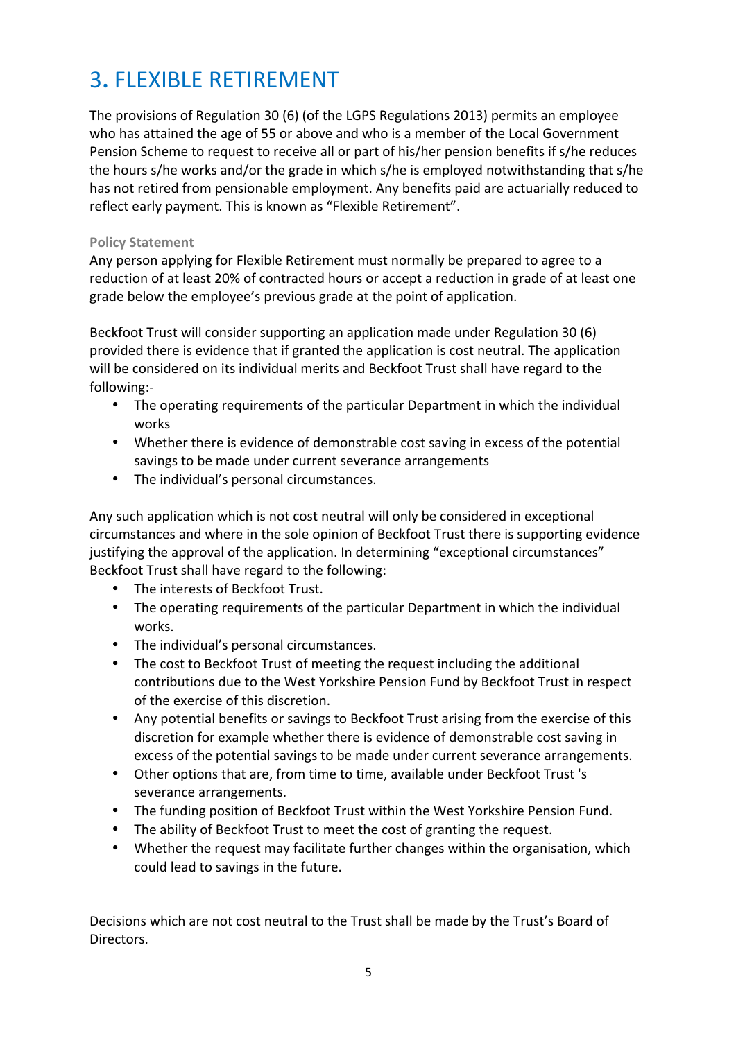# 3. FLEXIBLE RETIREMENT

The provisions of Regulation 30 (6) (of the LGPS Regulations 2013) permits an employee who has attained the age of 55 or above and who is a member of the Local Government Pension Scheme to request to receive all or part of his/her pension benefits if s/he reduces the hours s/he works and/or the grade in which s/he is employed notwithstanding that s/he has not retired from pensionable employment. Any benefits paid are actuarially reduced to reflect early payment. This is known as "Flexible Retirement".

#### Policy Statement

Any person applying for Flexible Retirement must normally be prepared to agree to a reduction of at least 20% of contracted hours or accept a reduction in grade of at least one grade below the employee's previous grade at the point of application.

Beckfoot Trust will consider supporting an application made under Regulation 30 (6) provided there is evidence that if granted the application is cost neutral. The application will be considered on its individual merits and Beckfoot Trust shall have regard to the following:-

- The operating requirements of the particular Department in which the individual works
- Whether there is evidence of demonstrable cost saving in excess of the potential savings to be made under current severance arrangements
- The individual's personal circumstances.

Any such application which is not cost neutral will only be considered in exceptional circumstances and where in the sole opinion of Beckfoot Trust there is supporting evidence justifying the approval of the application. In determining "exceptional circumstances" Beckfoot Trust shall have regard to the following:

- The interests of Beckfoot Trust.
- The operating requirements of the particular Department in which the individual works.
- The individual's personal circumstances.
- The cost to Beckfoot Trust of meeting the request including the additional contributions due to the West Yorkshire Pension Fund by Beckfoot Trust in respect of the exercise of this discretion.
- Any potential benefits or savings to Beckfoot Trust arising from the exercise of this discretion for example whether there is evidence of demonstrable cost saving in excess of the potential savings to be made under current severance arrangements.
- Other options that are, from time to time, available under Beckfoot Trust 's severance arrangements.
- The funding position of Beckfoot Trust within the West Yorkshire Pension Fund.
- The ability of Beckfoot Trust to meet the cost of granting the request.
- Whether the request may facilitate further changes within the organisation, which could lead to savings in the future.

Decisions which are not cost neutral to the Trust shall be made by the Trust's Board of Directors.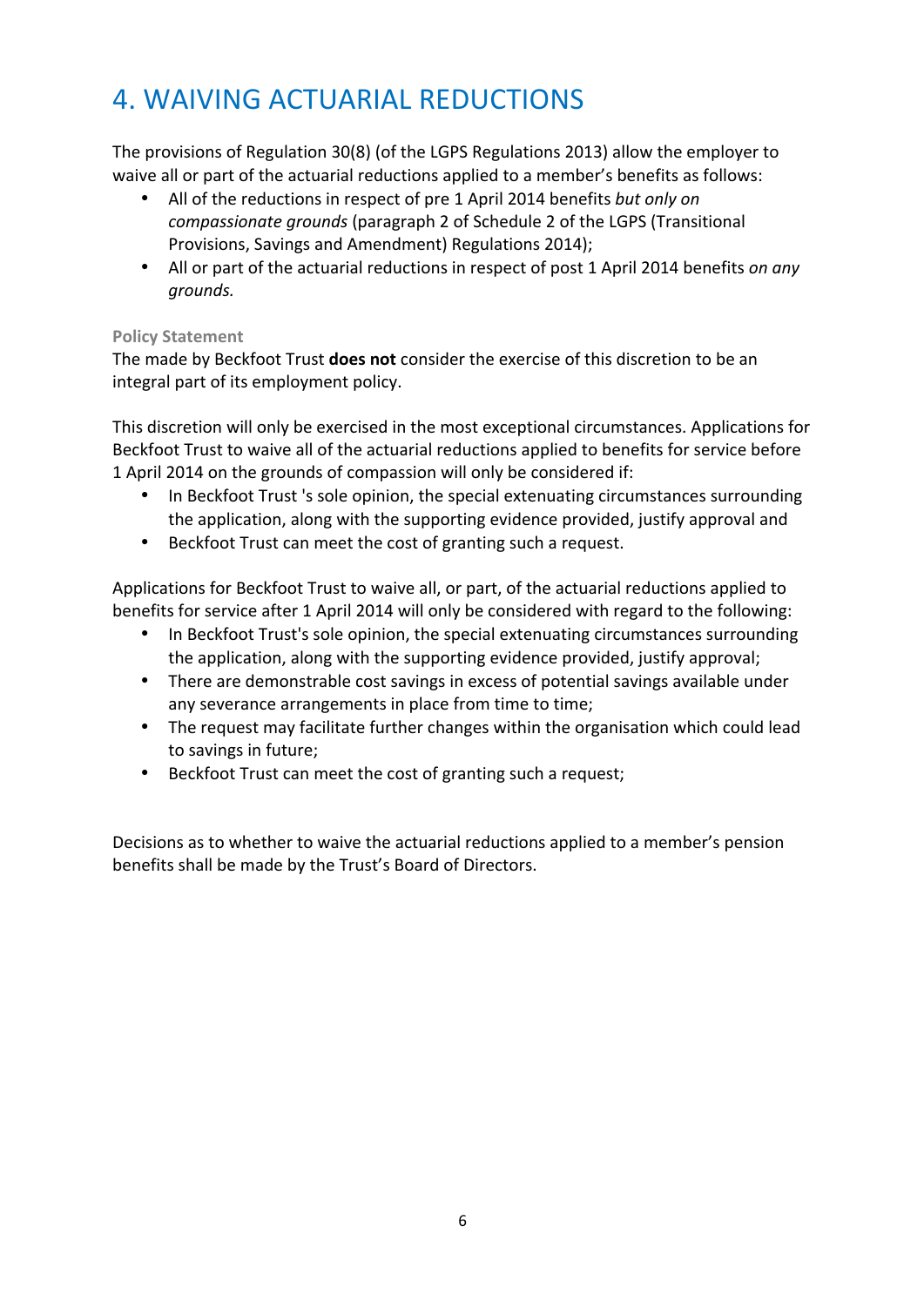# 4. WAIVING ACTUARIAL REDUCTIONS

The provisions of Regulation 30(8) (of the LGPS Regulations 2013) allow the employer to waive all or part of the actuarial reductions applied to a member's benefits as follows:

- All of the reductions in respect of pre 1 April 2014 benefits *but only on compassionate grounds* (paragraph 2 of Schedule 2 of the LGPS (Transitional Provisions, Savings and Amendment) Regulations 2014);
- All or part of the actuarial reductions in respect of post 1 April 2014 benefits *on any grounds.*

### Policy Statement

The made by Beckfoot Trust **does not** consider the exercise of this discretion to be an integral part of its employment policy.

This discretion will only be exercised in the most exceptional circumstances. Applications for Beckfoot Trust to waive all of the actuarial reductions applied to benefits for service before 1 April 2014 on the grounds of compassion will only be considered if:

- In Beckfoot Trust 's sole opinion, the special extenuating circumstances surrounding the application, along with the supporting evidence provided, justify approval and
- Beckfoot Trust can meet the cost of granting such a request.

Applications for Beckfoot Trust to waive all, or part, of the actuarial reductions applied to benefits for service after 1 April 2014 will only be considered with regard to the following:

- In Beckfoot Trust's sole opinion, the special extenuating circumstances surrounding the application, along with the supporting evidence provided, justify approval;
- There are demonstrable cost savings in excess of potential savings available under any severance arrangements in place from time to time;
- The request may facilitate further changes within the organisation which could lead to savings in future;
- Beckfoot Trust can meet the cost of granting such a request;

Decisions as to whether to waive the actuarial reductions applied to a member's pension benefits shall be made by the Trust's Board of Directors.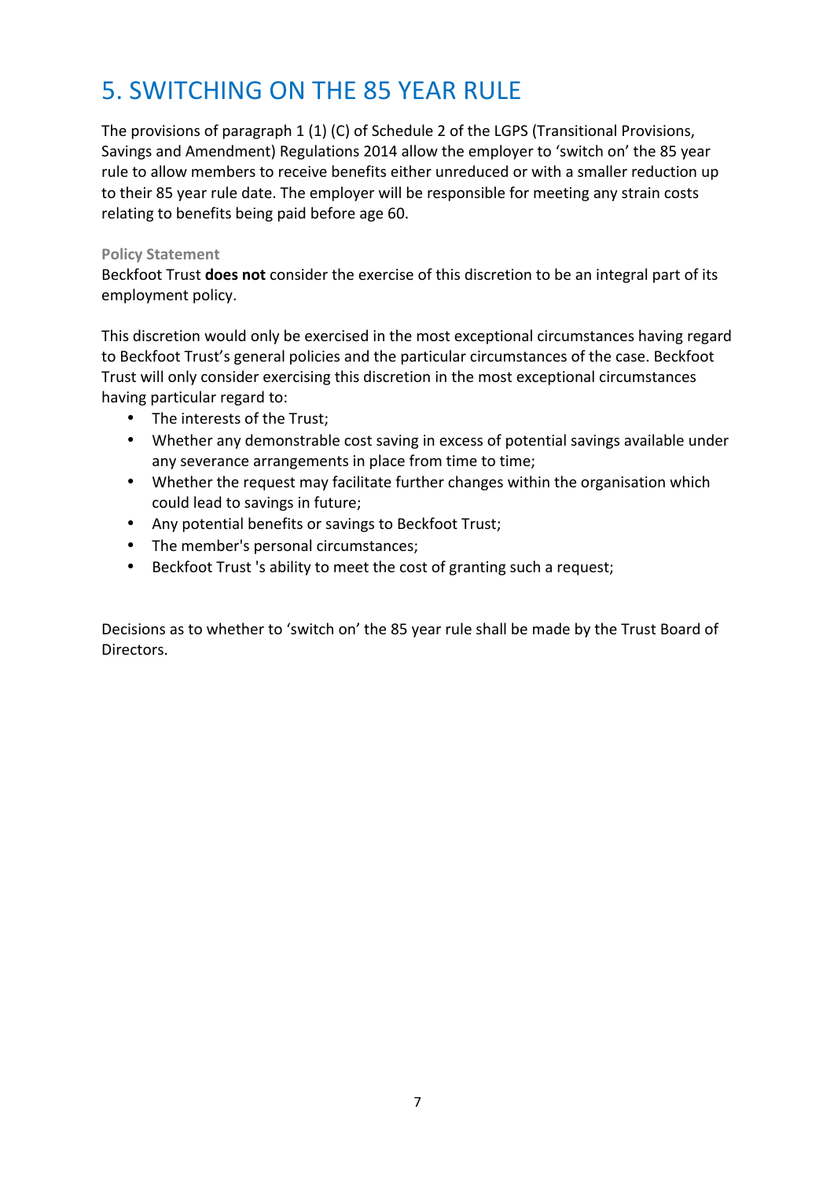# 5. SWITCHING ON THE 85 YEAR RULE

The provisions of paragraph 1 (1) (C) of Schedule 2 of the LGPS (Transitional Provisions, Savings and Amendment) Regulations 2014 allow the employer to 'switch on' the 85 year rule to allow members to receive benefits either unreduced or with a smaller reduction up to their 85 year rule date. The employer will be responsible for meeting any strain costs relating to benefits being paid before age 60.

#### Policy Statement

Beckfoot Trust **does not** consider the exercise of this discretion to be an integral part of its employment policy.

This discretion would only be exercised in the most exceptional circumstances having regard to Beckfoot Trust's general policies and the particular circumstances of the case. Beckfoot Trust will only consider exercising this discretion in the most exceptional circumstances having particular regard to:

- The interests of the Trust;
- Whether any demonstrable cost saving in excess of potential savings available under any severance arrangements in place from time to time;
- Whether the request may facilitate further changes within the organisation which could lead to savings in future;
- Any potential benefits or savings to Beckfoot Trust;
- The member's personal circumstances;
- Beckfoot Trust 's ability to meet the cost of granting such a request;

Decisions as to whether to 'switch on' the 85 year rule shall be made by the Trust Board of Directors.